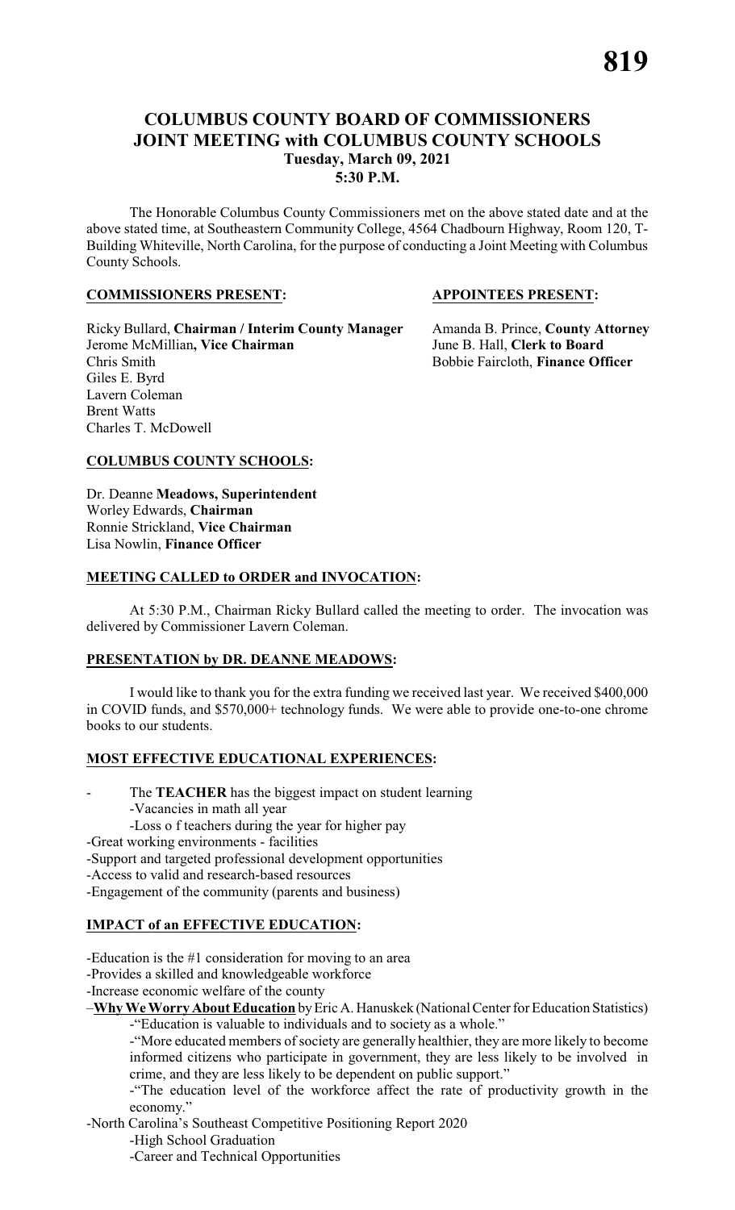# COLUMBUS COUNTY BOARD OF COMMISSIONERS JOINT MEETING with COLUMBUS COUNTY SCHOOLS

**Tuesday, March 09, 2021**
**5:30 P.M.**

The Honorable Columbus County Commissioners met on the above stated date and at the above stated time, at Southeastern Community College, 4564 Chadbourn Highway, Room 120, T-Building Whiteville, North Carolina, for the purpose of conducting a Joint Meeting with Columbus County Schools.

**COMMISSIONERS PRESENT:**

Ricky Bullard, **Chairman / Interim County Manager**
Jerome McMillian**, Vice Chairman**
Chris Smith
Giles E. Byrd
Lavern Coleman
Brent Watts
Charles T. McDowell

**APPOINTEES PRESENT:**

Amanda B. Prince, **County Attorney**
June B. Hall, **Clerk to Board**
Bobbie Faircloth, **Finance Officer**

**COLUMBUS COUNTY SCHOOLS:**

Dr. Deanne **Meadows, Superintendent**
Worley Edwards, **Chairman**
Ronnie Strickland, **Vice Chairman**
Lisa Nowlin, **Finance Officer**

**MEETING CALLED to ORDER and INVOCATION:**

At 5:30 P.M., Chairman Ricky Bullard called the meeting to order. The invocation was delivered by Commissioner Lavern Coleman.

**PRESENTATION by DR. DEANNE MEADOWS:**

I would like to thank you for the extra funding we received last year. We received $400,000 in COVID funds, and $570,000+ technology funds. We were able to provide one-to-one chrome books to our students.

**MOST EFFECTIVE EDUCATIONAL EXPERIENCES:**

- The **TEACHER** has the biggest impact on student learning
  - -Vacancies in math all year
  - -Loss o f teachers during the year for higher pay

-Great working environments - facilities
-Support and targeted professional development opportunities
-Access to valid and research-based resources
-Engagement of the community (parents and business)

**IMPACT of an EFFECTIVE EDUCATION:**

-Education is the #1 consideration for moving to an area
-Provides a skilled and knowledgeable workforce
-Increase economic welfare of the county
–**Why We Worry About Education** by Eric A. Hanuskek (National Center for Education Statistics)

-"Education is valuable to individuals and to society as a whole."

-"More educated members of society are generally healthier, they are more likely to become informed citizens who participate in government, they are less likely to be involved in crime, and they are less likely to be dependent on public support."

-"The education level of the workforce affect the rate of productivity growth in the economy."

-North Carolina's Southeast Competitive Positioning Report 2020

-High School Graduation

-Career and Technical Opportunities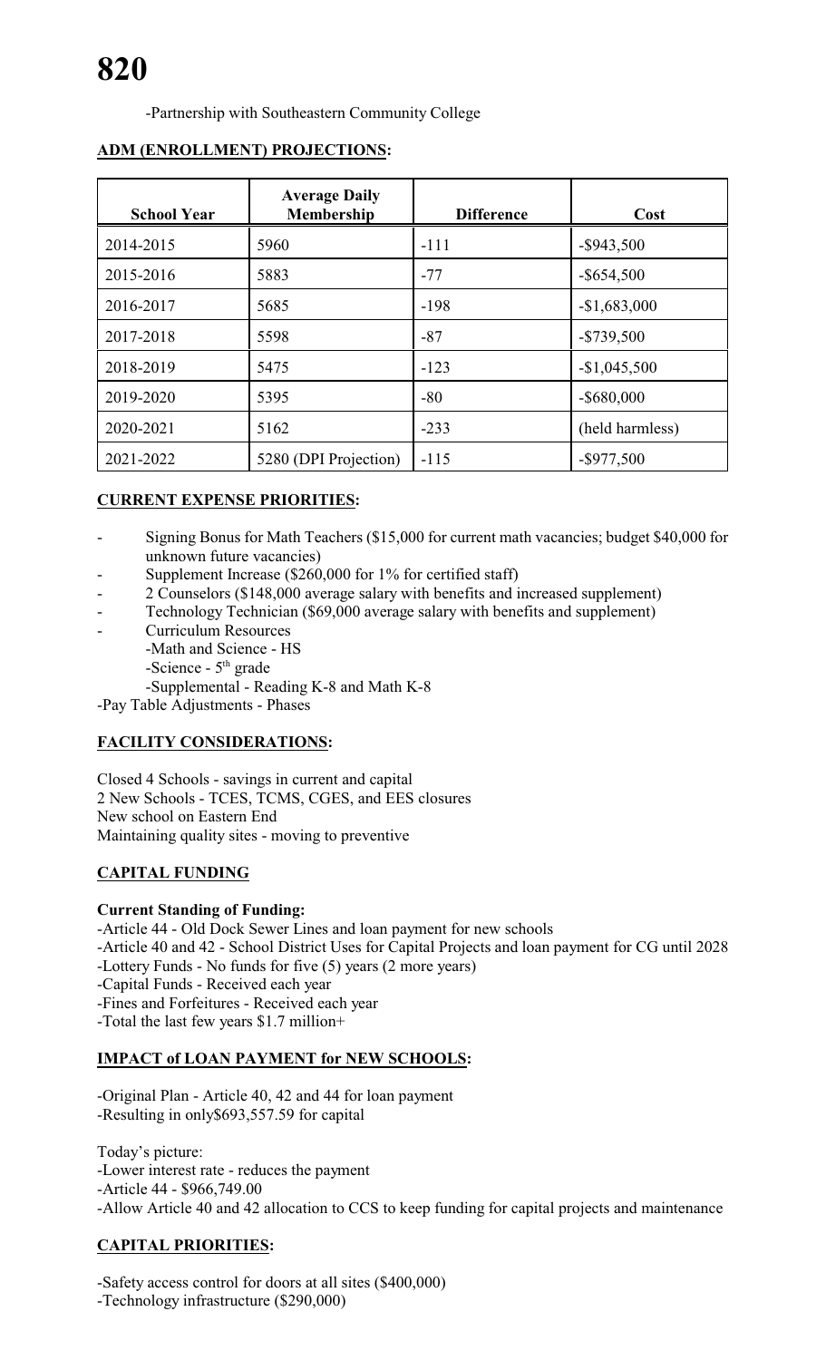-Partnership with Southeastern Community College

## ADM (ENROLLMENT) PROJECTIONS:

| School Year | Average Daily Membership | Difference | Cost |
|---|---|---|---|
| 2014-2015 | 5960 | -111 | -$943,500 |
| 2015-2016 | 5883 | -77 | -$654,500 |
| 2016-2017 | 5685 | -198 | -$1,683,000 |
| 2017-2018 | 5598 | -87 | -$739,500 |
| 2018-2019 | 5475 | -123 | -$1,045,500 |
| 2019-2020 | 5395 | -80 | -$680,000 |
| 2020-2021 | 5162 | -233 | (held harmless) |
| 2021-2022 | 5280 (DPI Projection) | -115 | -$977,500 |

## CURRENT EXPENSE PRIORITIES:

- Signing Bonus for Math Teachers ($15,000 for current math vacancies; budget $40,000 for unknown future vacancies)
- Supplement Increase ($260,000 for 1% for certified staff)
- 2 Counselors ($148,000 average salary with benefits and increased supplement)
- Technology Technician ($69,000 average salary with benefits and supplement)
- Curriculum Resources
  - -Math and Science - HS
  - -Science - 5th grade
  - -Supplemental - Reading K-8 and Math K-8

-Pay Table Adjustments - Phases

## FACILITY CONSIDERATIONS:

Closed 4 Schools - savings in current and capital
2 New Schools - TCES, TCMS, CGES, and EES closures
New school on Eastern End
Maintaining quality sites - moving to preventive

## CAPITAL FUNDING

**Current Standing of Funding:**

-Article 44 - Old Dock Sewer Lines and loan payment for new schools
-Article 40 and 42 - School District Uses for Capital Projects and loan payment for CG until 2028
-Lottery Funds - No funds for five (5) years (2 more years)
-Capital Funds - Received each year
-Fines and Forfeitures - Received each year
-Total the last few years $1.7 million+

## IMPACT of LOAN PAYMENT for NEW SCHOOLS:

-Original Plan - Article 40, 42 and 44 for loan payment
-Resulting in only$693,557.59 for capital

Today's picture:
-Lower interest rate - reduces the payment
-Article 44 - $966,749.00
-Allow Article 40 and 42 allocation to CCS to keep funding for capital projects and maintenance

## CAPITAL PRIORITIES:

-Safety access control for doors at all sites ($400,000)
-Technology infrastructure ($290,000)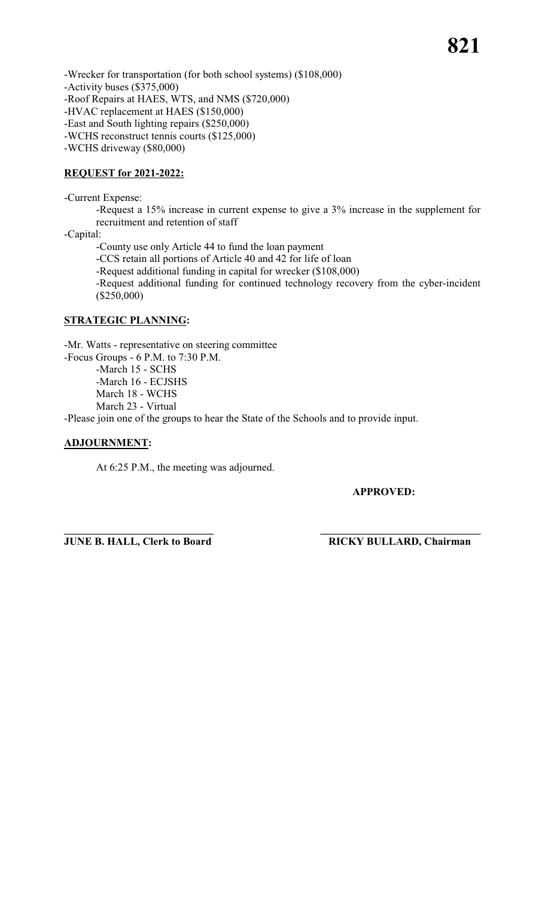-Wrecker for transportation (for both school systems) ($108,000)
-Activity buses ($375,000)
-Roof Repairs at HAES, WTS, and NMS ($720,000)
-HVAC replacement at HAES ($150,000)
-East and South lighting repairs ($250,000)
-WCHS reconstruct tennis courts ($125,000)
-WCHS driveway ($80,000)

**REQUEST for 2021-2022:**

-Current Expense:

-Request a 15% increase in current expense to give a 3% increase in the supplement for recruitment and retention of staff

-Capital:

-County use only Article 44 to fund the loan payment
-CCS retain all portions of Article 40 and 42 for life of loan
-Request additional funding in capital for wrecker ($108,000)
-Request additional funding for continued technology recovery from the cyber-incident ($250,000)

**STRATEGIC PLANNING:**

-Mr. Watts - representative on steering committee
-Focus Groups - 6 P.M. to 7:30 P.M.

-March 15 - SCHS
-March 16 - ECJSHS
March 18 - WCHS
March 23 - Virtual

-Please join one of the groups to hear the State of the Schools and to provide input.

**ADJOURNMENT:**

At 6:25 P.M., the meeting was adjourned.

**APPROVED:**

**JUNE B. HALL, Clerk to Board** **RICKY BULLARD, Chairman**